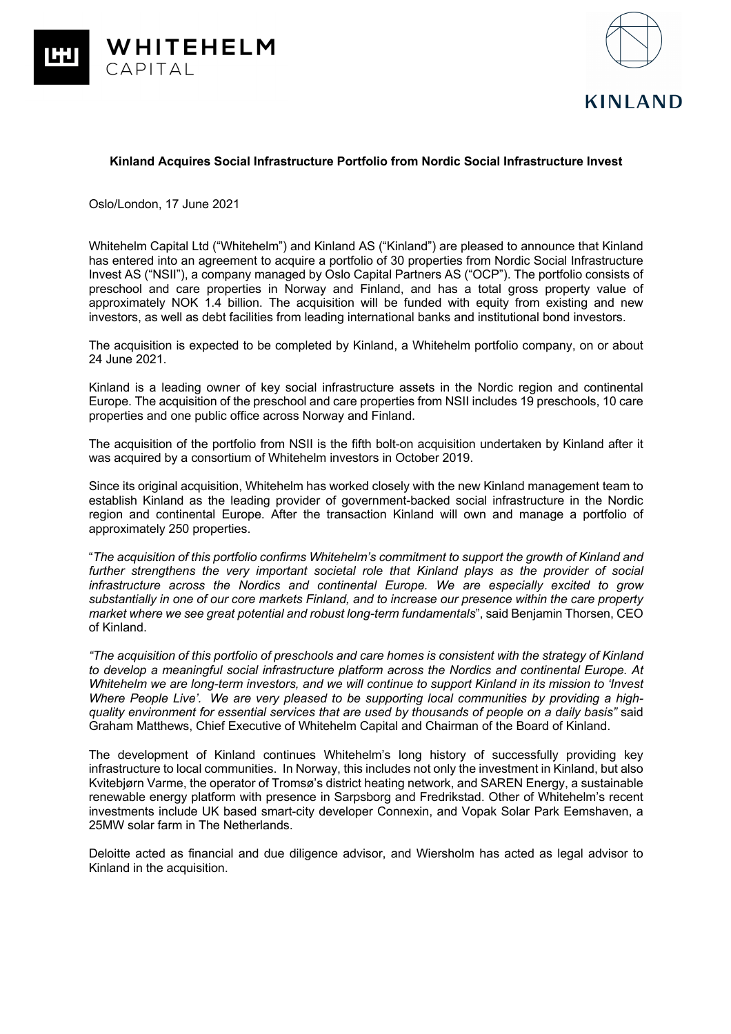**Kinland Acquires Social Infrastructure Portfolio from Nordic Social Infrastructure Invest**

Oslo/London, 17 June 2021

Whitehelm Capital Ltd ("Whitehelm") and Kinland AS ("Kinland") are pleased to announce that Kinland has entered into an agreement to acquire a portfolio of 30 properties from Nordic Social Infrastructure Invest AS ("NSII"), a company managed by Oslo Capital Partners AS ("OCP"). The portfolio consists of preschool and care properties in Norway and Finland, and has a total gross property value of approximately NOK 1.4 billion. The acquisition will be funded with equity from existing and new investors, as well as debt facilities from leading international banks and institutional bond investors.

The acquisition is expected to be completed by Kinland, a Whitehelm portfolio company, on or about 24 June 2021.

Kinland is a leading owner of key social infrastructure assets in the Nordic region and continental Europe. The acquisition of the preschool and care properties from NSII includes 19 preschools, 10 care properties and one public office across Norway and Finland.

The acquisition of the portfolio from NSII is the fifth bolt-on acquisition undertaken by Kinland after it was acquired by a consortium of Whitehelm investors in October 2019.

Since its original acquisition, Whitehelm has worked closely with the new Kinland management team to establish Kinland as the leading provider of government-backed social infrastructure in the Nordic region and continental Europe. After the transaction Kinland will own and manage a portfolio of approximately 250 properties.

"*The acquisition of this portfolio confirms Whitehelm's commitment to support the growth of Kinland and further strengthens the very important societal role that Kinland plays as the provider of social infrastructure across the Nordics and continental Europe. We are especially excited to grow substantially in one of our core markets Finland, and to increase our presence within the care property market where we see great potential and robust long-term fundamentals*", said Benjamin Thorsen, CEO of Kinland.

*"The acquisition of this portfolio of preschools and care homes is consistent with the strategy of Kinland to develop a meaningful social infrastructure platform across the Nordics and continental Europe. At Whitehelm we are long-term investors, and we will continue to support Kinland in its mission to 'Invest Where People Live'. We are very pleased to be supporting local communities by providing a high-quality environment for essential services that are used by thousands of people on a daily basis"* said Graham Matthews, Chief Executive of Whitehelm Capital and Chairman of the Board of Kinland.

The development of Kinland continues Whitehelm's long history of successfully providing key infrastructure to local communities. In Norway, this includes not only the investment in Kinland, but also Kvitebjørn Varme, the operator of Tromsø's district heating network, and SAREN Energy, a sustainable renewable energy platform with presence in Sarpsborg and Fredrikstad. Other of Whitehelm's recent investments include UK based smart-city developer Connexin, and Vopak Solar Park Eemshaven, a 25MW solar farm in The Netherlands.

Deloitte acted as financial and due diligence advisor, and Wiersholm has acted as legal advisor to Kinland in the acquisition.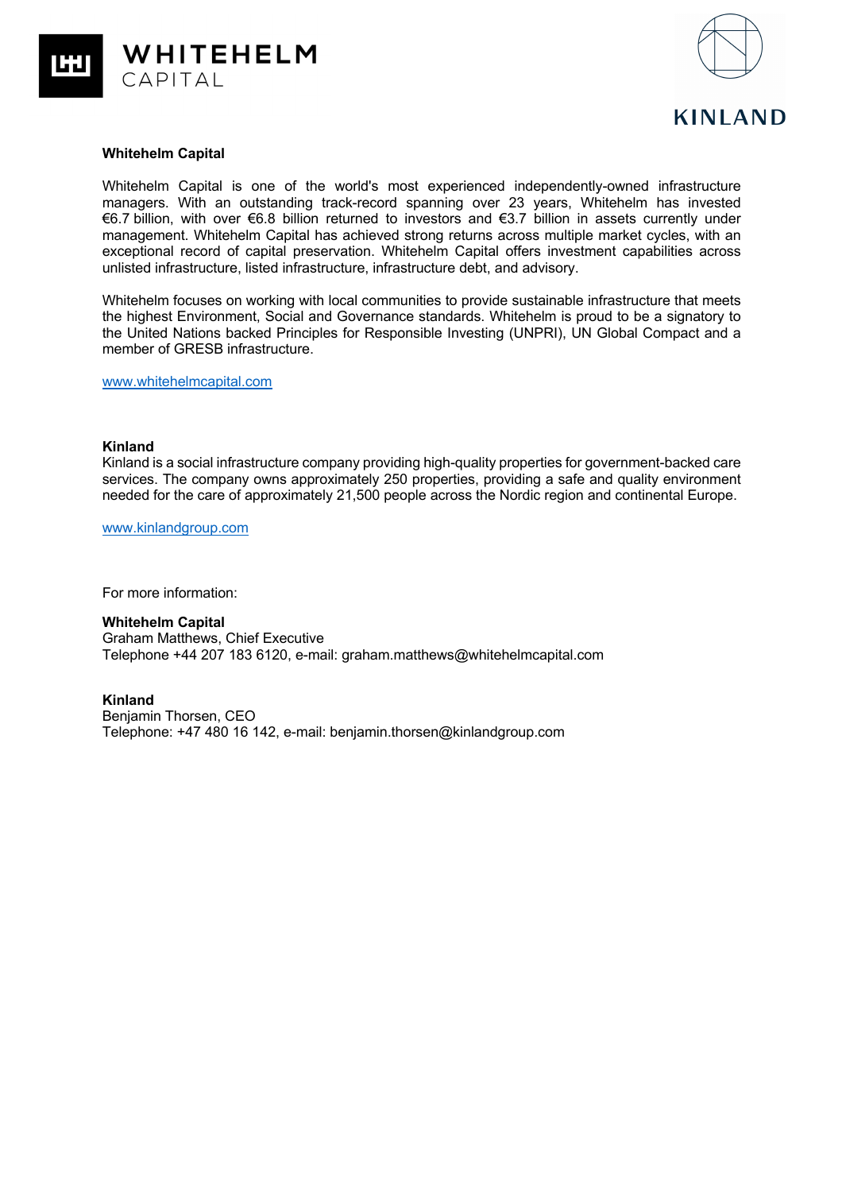**Whitehelm Capital**

Whitehelm Capital is one of the world's most experienced independently-owned infrastructure managers. With an outstanding track-record spanning over 23 years, Whitehelm has invested €6.7 billion, with over €6.8 billion returned to investors and €3.7 billion in assets currently under management. Whitehelm Capital has achieved strong returns across multiple market cycles, with an exceptional record of capital preservation. Whitehelm Capital offers investment capabilities across unlisted infrastructure, listed infrastructure, infrastructure debt, and advisory.

Whitehelm focuses on working with local communities to provide sustainable infrastructure that meets the highest Environment, Social and Governance standards. Whitehelm is proud to be a signatory to the United Nations backed Principles for Responsible Investing (UNPRI), UN Global Compact and a member of GRESB infrastructure.

www.whitehelmcapital.com

**Kinland**

Kinland is a social infrastructure company providing high-quality properties for government-backed care services. The company owns approximately 250 properties, providing a safe and quality environment needed for the care of approximately 21,500 people across the Nordic region and continental Europe.

www.kinlandgroup.com

For more information:

**Whitehelm Capital**
Graham Matthews, Chief Executive
Telephone +44 207 183 6120, e-mail: graham.matthews@whitehelmcapital.com

**Kinland**
Benjamin Thorsen, CEO
Telephone: +47 480 16 142, e-mail: benjamin.thorsen@kinlandgroup.com